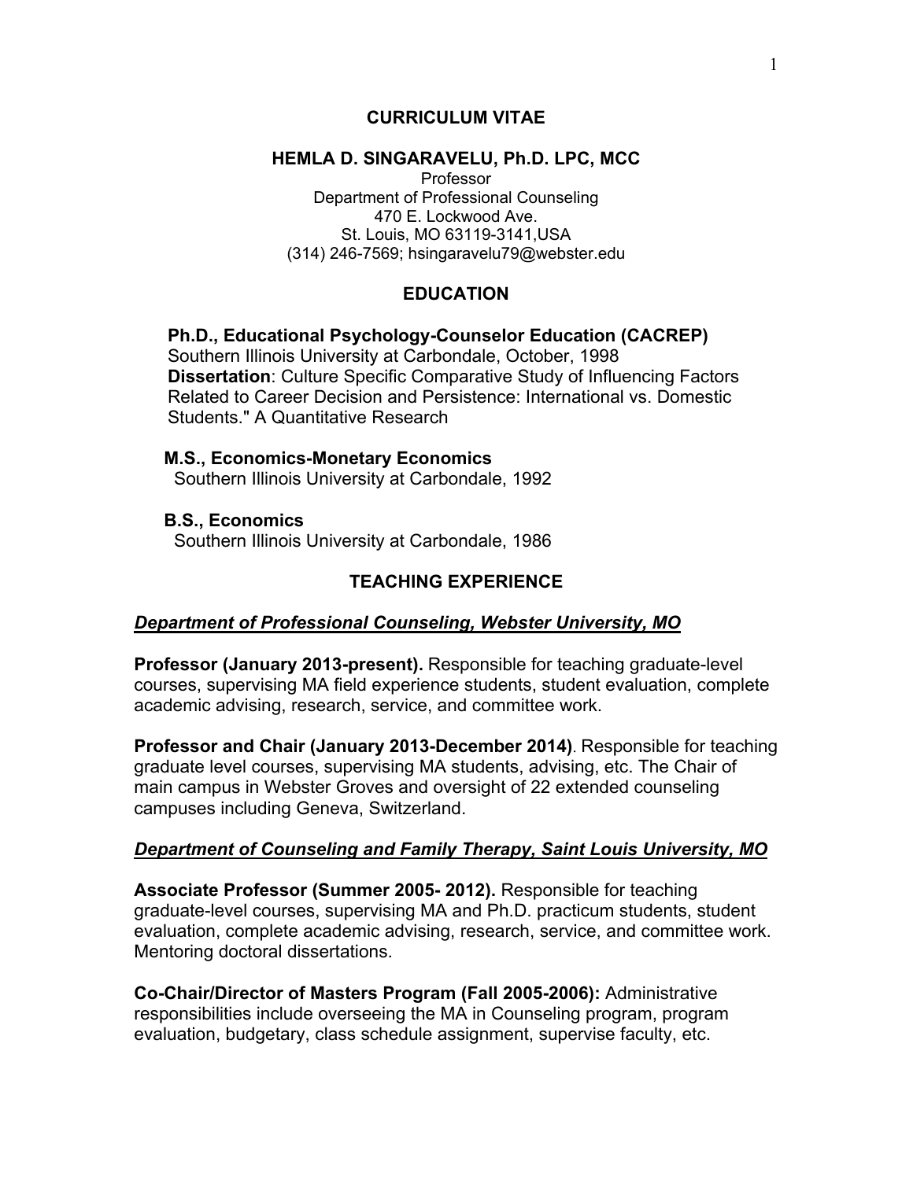# CURRICULUM VITAE

## HEMLA D. SINGARAVELU, Ph.D. LPC, MCC

Professor
Department of Professional Counseling
470 E. Lockwood Ave.
St. Louis, MO 63119-3141,USA
(314) 246-7569; hsingaravelu79@webster.edu

## EDUCATION

**Ph.D., Educational Psychology-Counselor Education (CACREP)**
Southern Illinois University at Carbondale, October, 1998
**Dissertation**: Culture Specific Comparative Study of Influencing Factors Related to Career Decision and Persistence: International vs. Domestic Students." A Quantitative Research

**M.S., Economics-Monetary Economics**
Southern Illinois University at Carbondale, 1992

**B.S., Economics**
Southern Illinois University at Carbondale, 1986

## TEACHING EXPERIENCE

***Department of Professional Counseling, Webster University, MO***

**Professor (January 2013-present).** Responsible for teaching graduate-level courses, supervising MA field experience students, student evaluation, complete academic advising, research, service, and committee work.

**Professor and Chair (January 2013-December 2014)**. Responsible for teaching graduate level courses, supervising MA students, advising, etc. The Chair of main campus in Webster Groves and oversight of 22 extended counseling campuses including Geneva, Switzerland.

***Department of Counseling and Family Therapy, Saint Louis University, MO***

**Associate Professor (Summer 2005- 2012).** Responsible for teaching graduate-level courses, supervising MA and Ph.D. practicum students, student evaluation, complete academic advising, research, service, and committee work. Mentoring doctoral dissertations.

**Co-Chair/Director of Masters Program (Fall 2005-2006):** Administrative responsibilities include overseeing the MA in Counseling program, program evaluation, budgetary, class schedule assignment, supervise faculty, etc.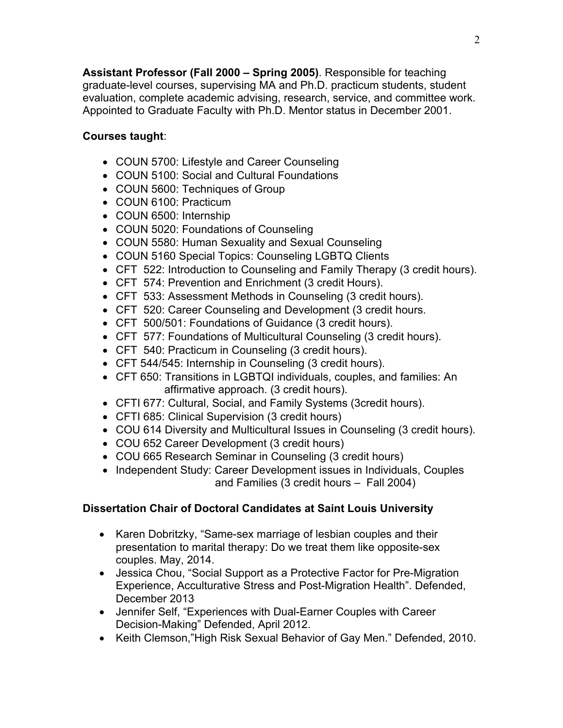**Assistant Professor (Fall 2000 – Spring 2005)**. Responsible for teaching graduate-level courses, supervising MA and Ph.D. practicum students, student evaluation, complete academic advising, research, service, and committee work. Appointed to Graduate Faculty with Ph.D. Mentor status in December 2001.

**Courses taught**:

- COUN 5700: Lifestyle and Career Counseling
- COUN 5100: Social and Cultural Foundations
- COUN 5600: Techniques of Group
- COUN 6100: Practicum
- COUN 6500: Internship
- COUN 5020: Foundations of Counseling
- COUN 5580: Human Sexuality and Sexual Counseling
- COUN 5160 Special Topics: Counseling LGBTQ Clients
- CFT 522: Introduction to Counseling and Family Therapy (3 credit hours).
- CFT 574: Prevention and Enrichment (3 credit Hours).
- CFT 533: Assessment Methods in Counseling (3 credit hours).
- CFT 520: Career Counseling and Development (3 credit hours.
- CFT 500/501: Foundations of Guidance (3 credit hours).
- CFT 577: Foundations of Multicultural Counseling (3 credit hours).
- CFT 540: Practicum in Counseling (3 credit hours).
- CFT 544/545: Internship in Counseling (3 credit hours).
- CFT 650: Transitions in LGBTQI individuals, couples, and families: An affirmative approach. (3 credit hours).
- CFTI 677: Cultural, Social, and Family Systems (3credit hours).
- CFTI 685: Clinical Supervision (3 credit hours)
- COU 614 Diversity and Multicultural Issues in Counseling (3 credit hours).
- COU 652 Career Development (3 credit hours)
- COU 665 Research Seminar in Counseling (3 credit hours)
- Independent Study: Career Development issues in Individuals, Couples and Families (3 credit hours – Fall 2004)

**Dissertation Chair of Doctoral Candidates at Saint Louis University**

- Karen Dobritzky, "Same-sex marriage of lesbian couples and their presentation to marital therapy: Do we treat them like opposite-sex couples. May, 2014.
- Jessica Chou, "Social Support as a Protective Factor for Pre-Migration Experience, Acculturative Stress and Post-Migration Health". Defended, December 2013
- Jennifer Self, "Experiences with Dual-Earner Couples with Career Decision-Making" Defended, April 2012.
- Keith Clemson,"High Risk Sexual Behavior of Gay Men." Defended, 2010.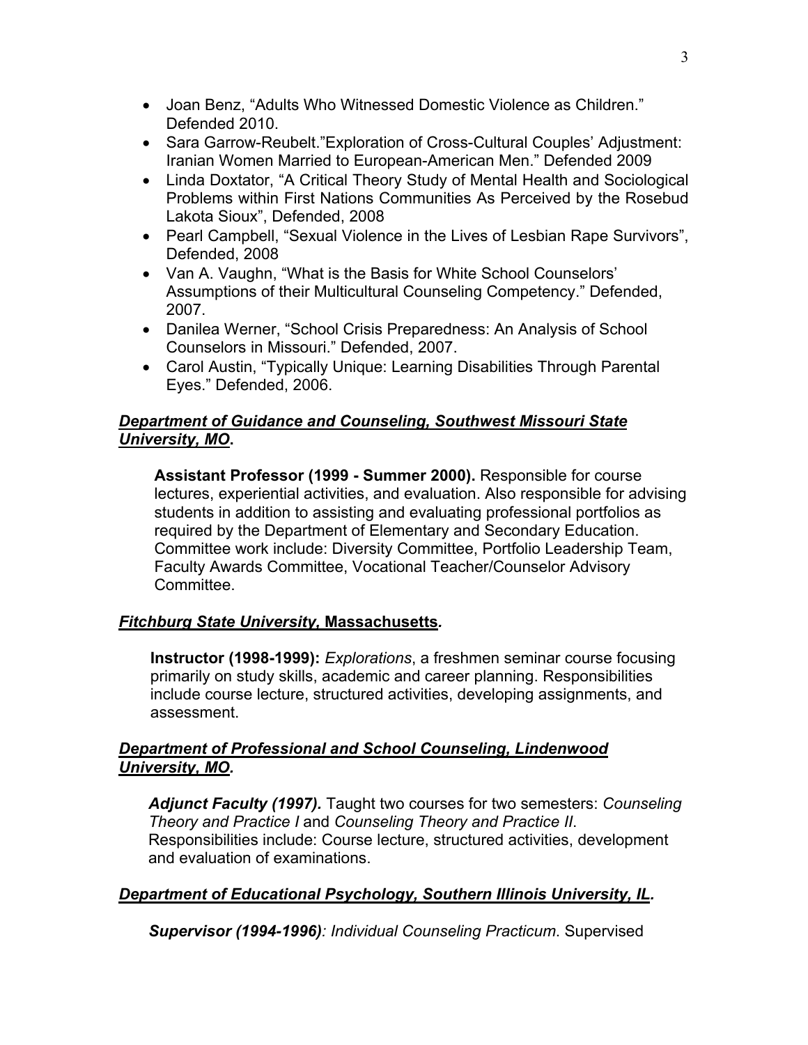- Joan Benz, “Adults Who Witnessed Domestic Violence as Children.” Defended 2010.
- Sara Garrow-Reubelt.”Exploration of Cross-Cultural Couples’ Adjustment: Iranian Women Married to European-American Men.” Defended 2009
- Linda Doxtator, “A Critical Theory Study of Mental Health and Sociological Problems within First Nations Communities As Perceived by the Rosebud Lakota Sioux”, Defended, 2008
- Pearl Campbell, “Sexual Violence in the Lives of Lesbian Rape Survivors”, Defended, 2008
- Van A. Vaughn, “What is the Basis for White School Counselors’ Assumptions of their Multicultural Counseling Competency.” Defended, 2007.
- Danilea Werner, “School Crisis Preparedness: An Analysis of School Counselors in Missouri.” Defended, 2007.
- Carol Austin, “Typically Unique: Learning Disabilities Through Parental Eyes.” Defended, 2006.

***Department of Guidance and Counseling, Southwest Missouri State University, MO.***

**Assistant Professor (1999 - Summer 2000).** Responsible for course lectures, experiential activities, and evaluation. Also responsible for advising students in addition to assisting and evaluating professional portfolios as required by the Department of Elementary and Secondary Education. Committee work include: Diversity Committee, Portfolio Leadership Team, Faculty Awards Committee, Vocational Teacher/Counselor Advisory Committee.

***Fitchburg State University*, Massachusetts.**

**Instructor (1998-1999):** *Explorations*, a freshmen seminar course focusing primarily on study skills, academic and career planning. Responsibilities include course lecture, structured activities, developing assignments, and assessment.

***Department of Professional and School Counseling, Lindenwood University, MO.***

***Adjunct Faculty (1997).*** Taught two courses for two semesters: *Counseling Theory and Practice I* and *Counseling Theory and Practice II*. Responsibilities include: Course lecture, structured activities, development and evaluation of examinations.

***Department of Educational Psychology, Southern Illinois University, IL.***

***Supervisor (1994-1996)****: Individual Counseling Practicum*. Supervised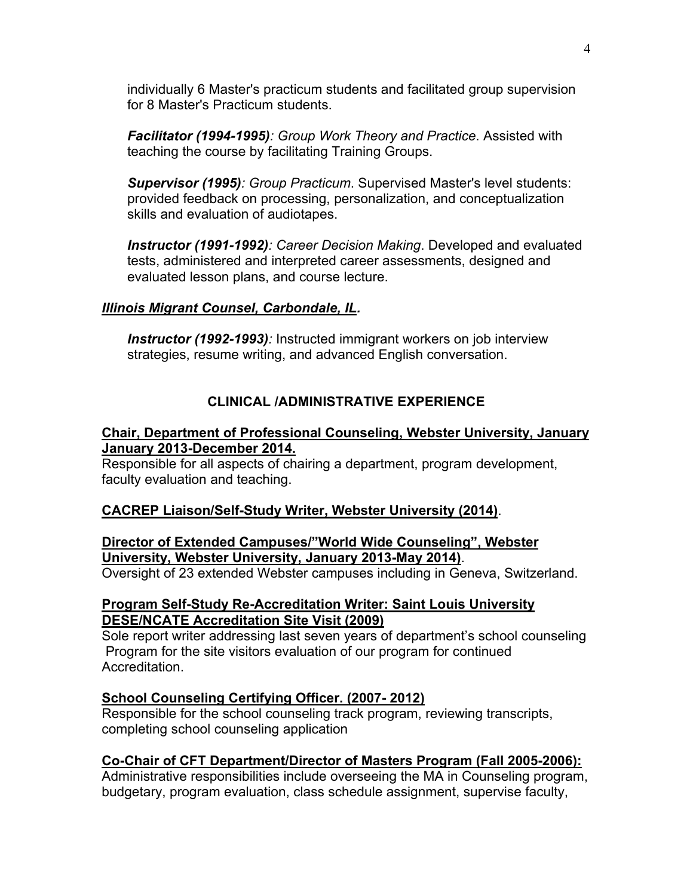individually 6 Master's practicum students and facilitated group supervision for 8 Master's Practicum students.

***Facilitator (1994-1995)****: Group Work Theory and Practice*. Assisted with teaching the course by facilitating Training Groups.

***Supervisor (1995)****: Group Practicum*. Supervised Master's level students: provided feedback on processing, personalization, and conceptualization skills and evaluation of audiotapes.

***Instructor (1991-1992)****: Career Decision Making*. Developed and evaluated tests, administered and interpreted career assessments, designed and evaluated lesson plans, and course lecture.

***Illinois Migrant Counsel, Carbondale, IL.***

***Instructor (1992-1993)****:* Instructed immigrant workers on job interview strategies, resume writing, and advanced English conversation.

## CLINICAL /ADMINISTRATIVE EXPERIENCE

**Chair, Department of Professional Counseling, Webster University, January January 2013-December 2014.**
Responsible for all aspects of chairing a department, program development, faculty evaluation and teaching.

**CACREP Liaison/Self-Study Writer, Webster University (2014)**.

**Director of Extended Campuses/"World Wide Counseling", Webster University, Webster University, January 2013-May 2014)**.
Oversight of 23 extended Webster campuses including in Geneva, Switzerland.

**Program Self-Study Re-Accreditation Writer: Saint Louis University DESE/NCATE Accreditation Site Visit (2009)**
Sole report writer addressing last seven years of department's school counseling Program for the site visitors evaluation of our program for continued Accreditation.

**School Counseling Certifying Officer. (2007- 2012)**
Responsible for the school counseling track program, reviewing transcripts, completing school counseling application

**Co-Chair of CFT Department/Director of Masters Program (Fall 2005-2006):**
Administrative responsibilities include overseeing the MA in Counseling program, budgetary, program evaluation, class schedule assignment, supervise faculty,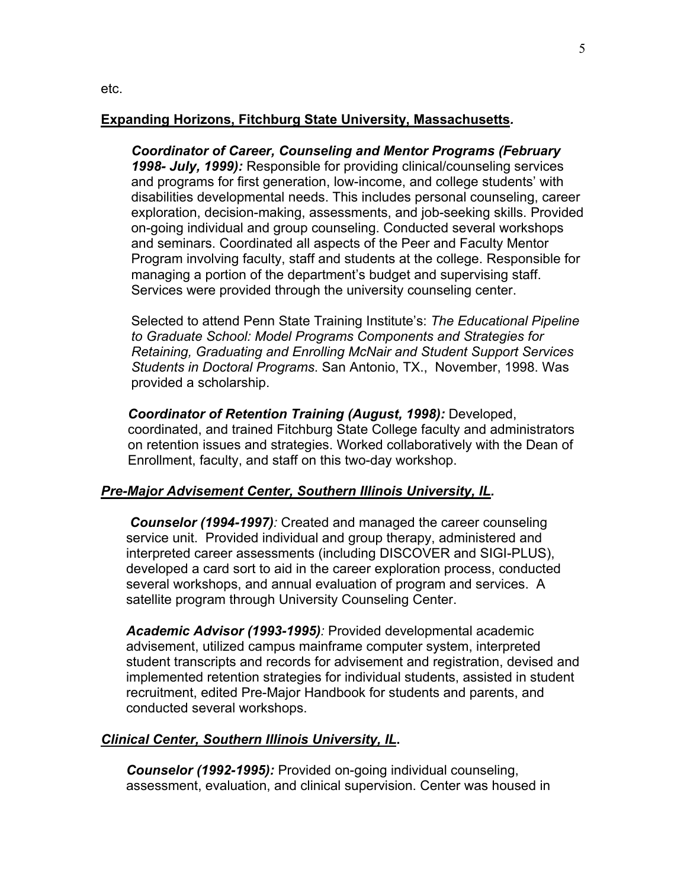etc.

**<u>Expanding Horizons, Fitchburg State University, Massachusetts</u>.**

***Coordinator of Career, Counseling and Mentor Programs (February 1998- July, 1999):*** Responsible for providing clinical/counseling services and programs for first generation, low-income, and college students' with disabilities developmental needs. This includes personal counseling, career exploration, decision-making, assessments, and job-seeking skills. Provided on-going individual and group counseling. Conducted several workshops and seminars. Coordinated all aspects of the Peer and Faculty Mentor Program involving faculty, staff and students at the college. Responsible for managing a portion of the department's budget and supervising staff. Services were provided through the university counseling center.

Selected to attend Penn State Training Institute's: *The Educational Pipeline to Graduate School: Model Programs Components and Strategies for Retaining, Graduating and Enrolling McNair and Student Support Services Students in Doctoral Programs*. San Antonio, TX., November, 1998. Was provided a scholarship.

***Coordinator of Retention Training (August, 1998):*** Developed, coordinated, and trained Fitchburg State College faculty and administrators on retention issues and strategies. Worked collaboratively with the Dean of Enrollment, faculty, and staff on this two-day workshop.

***<u>Pre-Major Advisement Center, Southern Illinois University, IL</u>.***

***Counselor (1994-1997)**:* Created and managed the career counseling service unit. Provided individual and group therapy, administered and interpreted career assessments (including DISCOVER and SIGI-PLUS), developed a card sort to aid in the career exploration process, conducted several workshops, and annual evaluation of program and services. A satellite program through University Counseling Center.

***Academic Advisor (1993-1995)**:* Provided developmental academic advisement, utilized campus mainframe computer system, interpreted student transcripts and records for advisement and registration, devised and implemented retention strategies for individual students, assisted in student recruitment, edited Pre-Major Handbook for students and parents, and conducted several workshops.

***<u>Clinical Center, Southern Illinois University, IL</u>*.**

***Counselor (1992-1995):*** Provided on-going individual counseling, assessment, evaluation, and clinical supervision. Center was housed in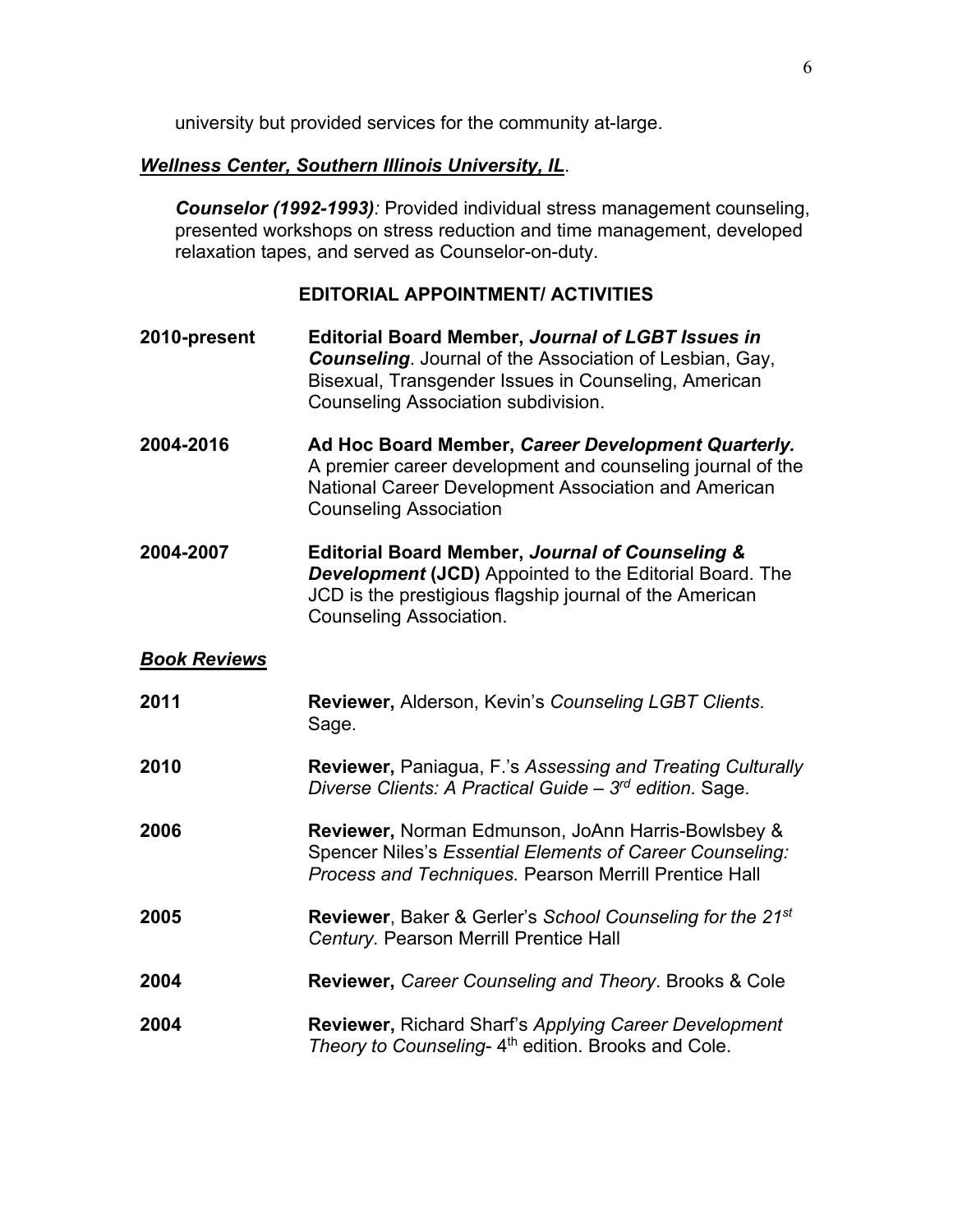university but provided services for the community at-large.

***Wellness Center, Southern Illinois University, IL***.

***Counselor (1992-1993)**:* Provided individual stress management counseling, presented workshops on stress reduction and time management, developed relaxation tapes, and served as Counselor-on-duty.

## EDITORIAL APPOINTMENT/ ACTIVITIES

**2010-present** **Editorial Board Member, *Journal of LGBT Issues in Counseling***. Journal of the Association of Lesbian, Gay, Bisexual, Transgender Issues in Counseling, American Counseling Association subdivision.

**2004-2016** **Ad Hoc Board Member, *Career Development Quarterly.*** A premier career development and counseling journal of the National Career Development Association and American Counseling Association

**2004-2007** **Editorial Board Member, *Journal of Counseling & Development* (JCD)** Appointed to the Editorial Board. The JCD is the prestigious flagship journal of the American Counseling Association.

***Book Reviews***

**2011** **Reviewer,** Alderson, Kevin's *Counseling LGBT Clients*. Sage.

**2010** **Reviewer,** Paniagua, F.'s *Assessing and Treating Culturally Diverse Clients: A Practical Guide – 3rd edition.* Sage.

**2006** **Reviewer,** Norman Edmunson, JoAnn Harris-Bowlsbey & Spencer Niles's *Essential Elements of Career Counseling: Process and Techniques.* Pearson Merrill Prentice Hall

**2005** **Reviewer**, Baker & Gerler's *School Counseling for the 21st Century.* Pearson Merrill Prentice Hall

**2004** **Reviewer,** *Career Counseling and Theory*. Brooks & Cole

**2004** **Reviewer,** Richard Sharf's *Applying Career Development Theory to Counseling*- 4th edition. Brooks and Cole.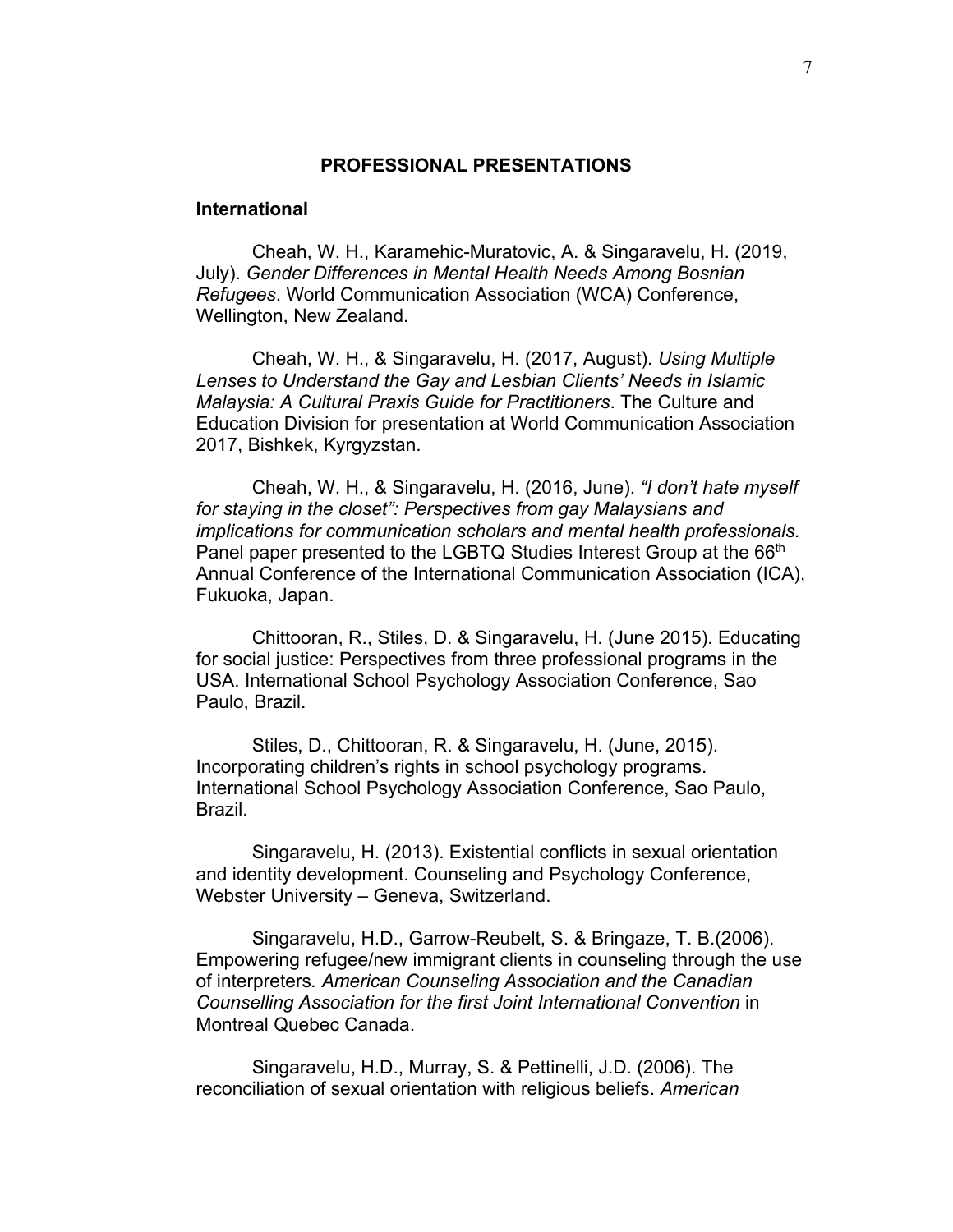## PROFESSIONAL PRESENTATIONS

### International

Cheah, W. H., Karamehic-Muratovic, A. & Singaravelu, H. (2019, July). *Gender Differences in Mental Health Needs Among Bosnian Refugees*. World Communication Association (WCA) Conference, Wellington, New Zealand.

Cheah, W. H., & Singaravelu, H. (2017, August). *Using Multiple Lenses to Understand the Gay and Lesbian Clients' Needs in Islamic Malaysia: A Cultural Praxis Guide for Practitioners*. The Culture and Education Division for presentation at World Communication Association 2017, Bishkek, Kyrgyzstan.

Cheah, W. H., & Singaravelu, H. (2016, June). *"I don't hate myself for staying in the closet": Perspectives from gay Malaysians and implications for communication scholars and mental health professionals.* Panel paper presented to the LGBTQ Studies Interest Group at the 66th Annual Conference of the International Communication Association (ICA), Fukuoka, Japan.

Chittooran, R., Stiles, D. & Singaravelu, H. (June 2015). Educating for social justice: Perspectives from three professional programs in the USA. International School Psychology Association Conference, Sao Paulo, Brazil.

Stiles, D., Chittooran, R. & Singaravelu, H. (June, 2015). Incorporating children's rights in school psychology programs. International School Psychology Association Conference, Sao Paulo, Brazil.

Singaravelu, H. (2013). Existential conflicts in sexual orientation and identity development. Counseling and Psychology Conference, Webster University – Geneva, Switzerland.

Singaravelu, H.D., Garrow-Reubelt, S. & Bringaze, T. B.(2006). Empowering refugee/new immigrant clients in counseling through the use of interpreters*. American Counseling Association and the Canadian Counselling Association for the first Joint International Convention* in Montreal Quebec Canada.

Singaravelu, H.D., Murray, S. & Pettinelli, J.D. (2006). The reconciliation of sexual orientation with religious beliefs. *American*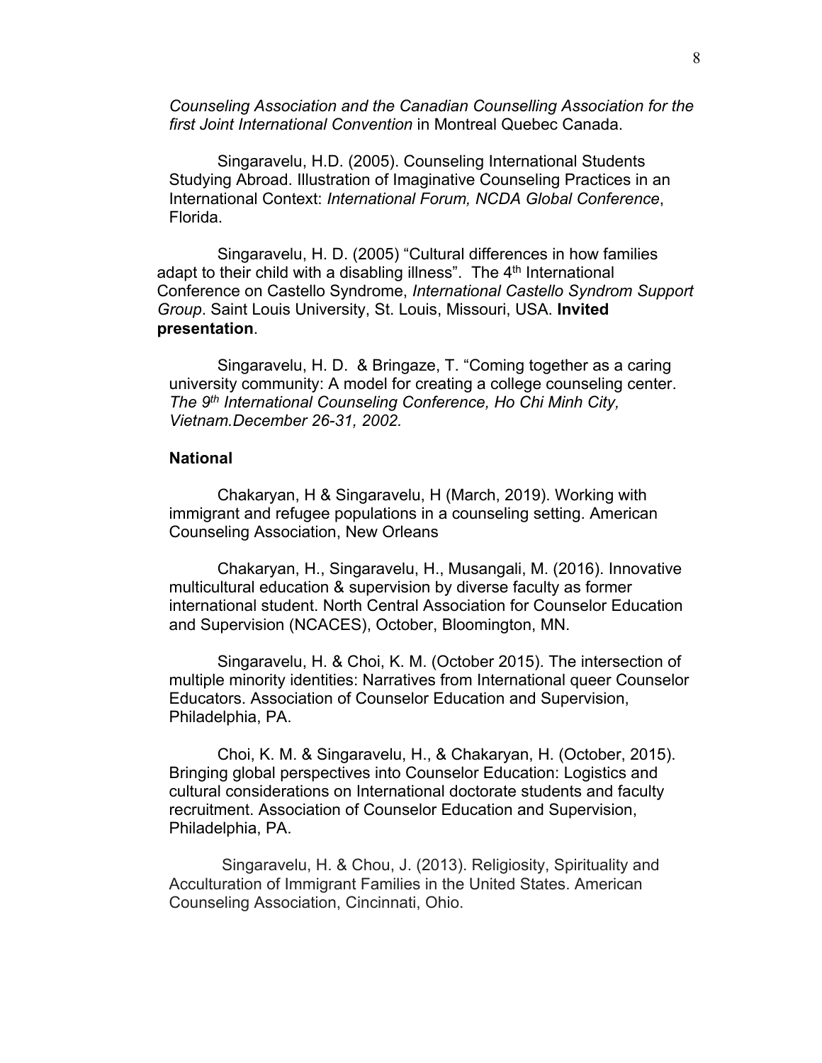*Counseling Association and the Canadian Counselling Association for the first Joint International Convention* in Montreal Quebec Canada.

Singaravelu, H.D. (2005). Counseling International Students Studying Abroad. Illustration of Imaginative Counseling Practices in an International Context: *International Forum, NCDA Global Conference*, Florida.

Singaravelu, H. D. (2005) "Cultural differences in how families adapt to their child with a disabling illness". The 4th International Conference on Castello Syndrome, *International Castello Syndrom Support Group*. Saint Louis University, St. Louis, Missouri, USA. **Invited presentation**.

Singaravelu, H. D. & Bringaze, T. "Coming together as a caring university community: A model for creating a college counseling center. *The 9th International Counseling Conference, Ho Chi Minh City, Vietnam.December 26-31, 2002.*

**National**

Chakaryan, H & Singaravelu, H (March, 2019). Working with immigrant and refugee populations in a counseling setting. American Counseling Association, New Orleans

Chakaryan, H., Singaravelu, H., Musangali, M. (2016). Innovative multicultural education & supervision by diverse faculty as former international student. North Central Association for Counselor Education and Supervision (NCACES), October, Bloomington, MN.

Singaravelu, H. & Choi, K. M. (October 2015). The intersection of multiple minority identities: Narratives from International queer Counselor Educators. Association of Counselor Education and Supervision, Philadelphia, PA.

Choi, K. M. & Singaravelu, H., & Chakaryan, H. (October, 2015). Bringing global perspectives into Counselor Education: Logistics and cultural considerations on International doctorate students and faculty recruitment. Association of Counselor Education and Supervision, Philadelphia, PA.

Singaravelu, H. & Chou, J. (2013). Religiosity, Spirituality and Acculturation of Immigrant Families in the United States. American Counseling Association, Cincinnati, Ohio.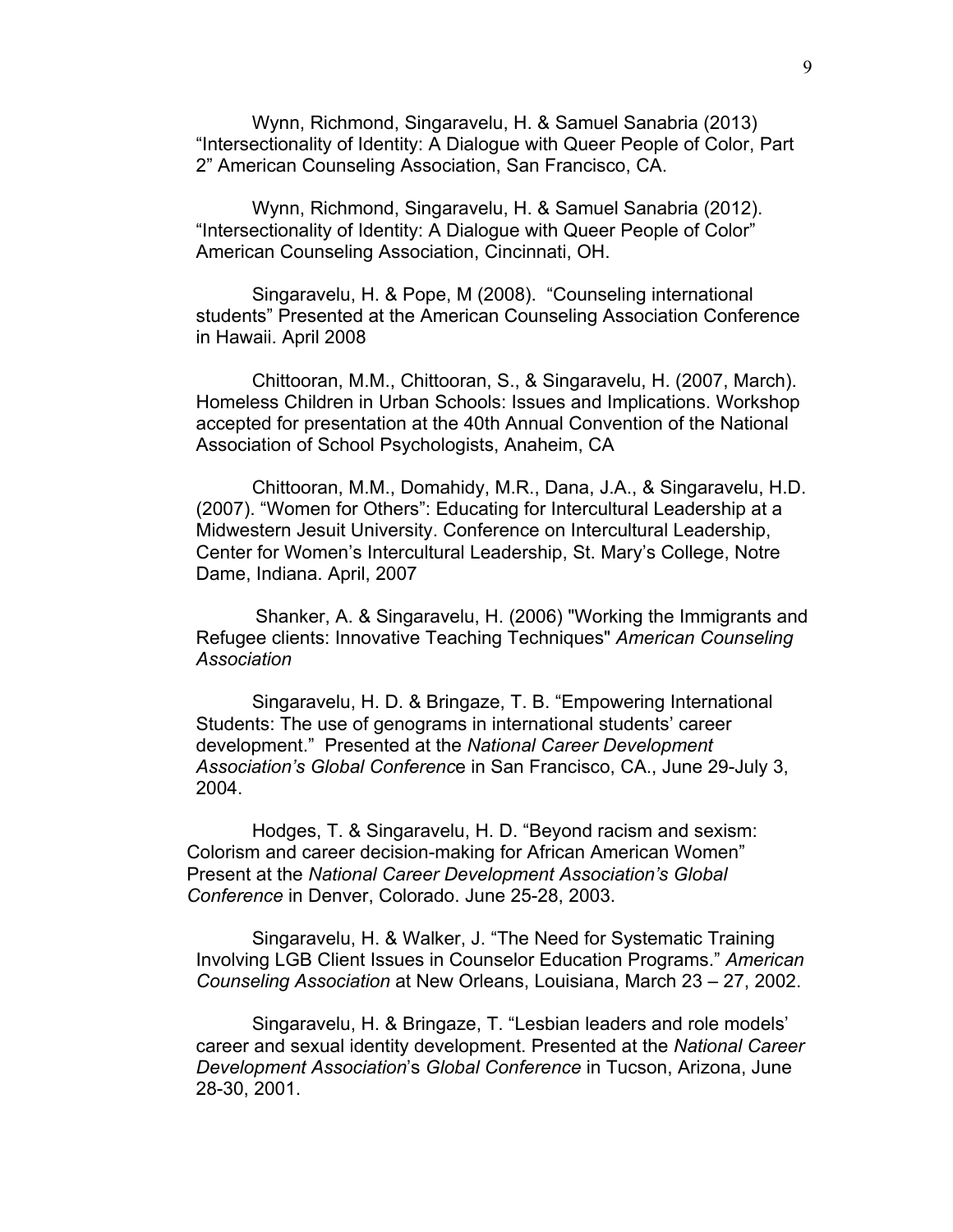Wynn, Richmond, Singaravelu, H. & Samuel Sanabria (2013) “Intersectionality of Identity: A Dialogue with Queer People of Color, Part 2” American Counseling Association, San Francisco, CA.

Wynn, Richmond, Singaravelu, H. & Samuel Sanabria (2012). “Intersectionality of Identity: A Dialogue with Queer People of Color” American Counseling Association, Cincinnati, OH.

Singaravelu, H. & Pope, M (2008). “Counseling international students” Presented at the American Counseling Association Conference in Hawaii. April 2008

Chittooran, M.M., Chittooran, S., & Singaravelu, H. (2007, March). Homeless Children in Urban Schools: Issues and Implications. Workshop accepted for presentation at the 40th Annual Convention of the National Association of School Psychologists, Anaheim, CA

Chittooran, M.M., Domahidy, M.R., Dana, J.A., & Singaravelu, H.D. (2007). “Women for Others”: Educating for Intercultural Leadership at a Midwestern Jesuit University. Conference on Intercultural Leadership, Center for Women’s Intercultural Leadership, St. Mary’s College, Notre Dame, Indiana. April, 2007

Shanker, A. & Singaravelu, H. (2006) "Working the Immigrants and Refugee clients: Innovative Teaching Techniques" *American Counseling Association*

Singaravelu, H. D. & Bringaze, T. B. “Empowering International Students: The use of genograms in international students’ career development.” Presented at the *National Career Development Association’s Global Conference* in San Francisco, CA., June 29-July 3, 2004.

Hodges, T. & Singaravelu, H. D. “Beyond racism and sexism: Colorism and career decision-making for African American Women” Present at the *National Career Development Association’s Global Conference* in Denver, Colorado. June 25-28, 2003.

Singaravelu, H. & Walker, J. “The Need for Systematic Training Involving LGB Client Issues in Counselor Education Programs.” *American Counseling Association* at New Orleans, Louisiana, March 23 – 27, 2002.

Singaravelu, H. & Bringaze, T. “Lesbian leaders and role models’ career and sexual identity development. Presented at the *National Career Development Association*’s *Global Conference* in Tucson, Arizona, June 28-30, 2001.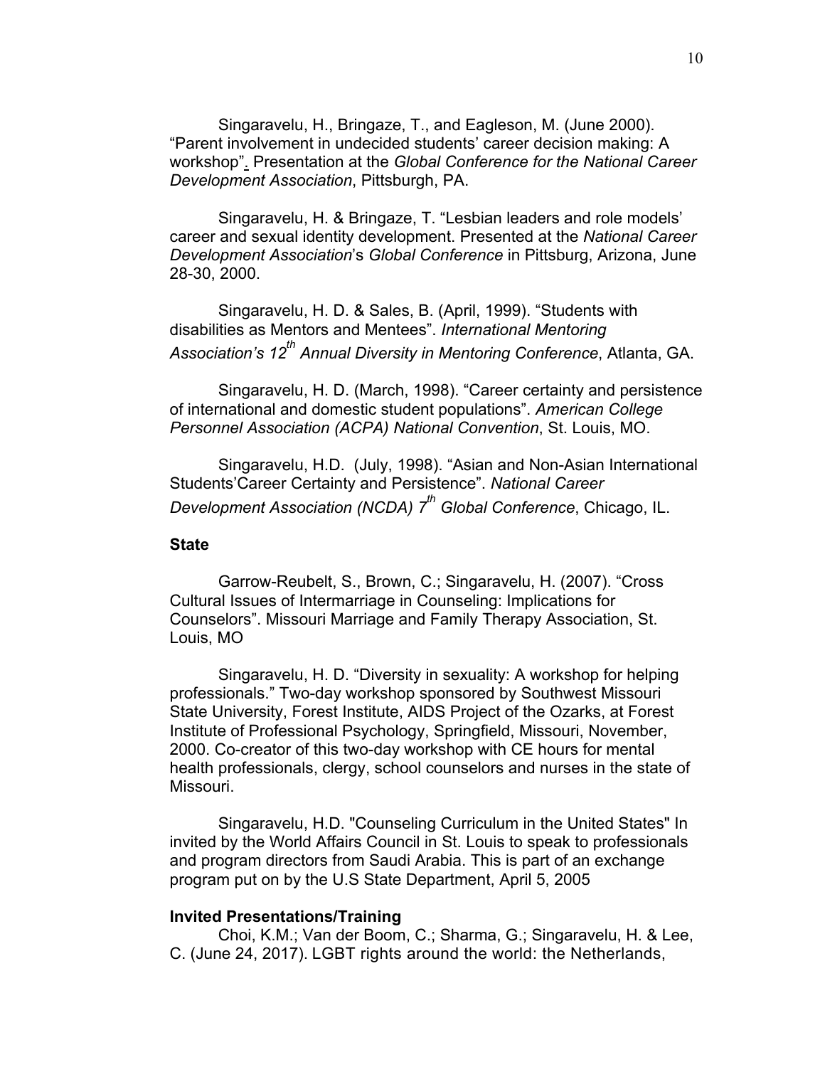Singaravelu, H., Bringaze, T., and Eagleson, M. (June 2000). “Parent involvement in undecided students’ career decision making: A workshop”. Presentation at the *Global Conference for the National Career Development Association*, Pittsburgh, PA.

Singaravelu, H. & Bringaze, T. “Lesbian leaders and role models’ career and sexual identity development. Presented at the *National Career Development Association*’s *Global Conference* in Pittsburg, Arizona, June 28-30, 2000.

Singaravelu, H. D. & Sales, B. (April, 1999). “Students with disabilities as Mentors and Mentees”. *International Mentoring Association’s 12th Annual Diversity in Mentoring Conference*, Atlanta, GA.

Singaravelu, H. D. (March, 1998). “Career certainty and persistence of international and domestic student populations”. *American College Personnel Association (ACPA) National Convention*, St. Louis, MO.

Singaravelu, H.D. (July, 1998). “Asian and Non-Asian International Students’Career Certainty and Persistence”. *National Career Development Association (NCDA) 7th Global Conference*, Chicago, IL.

**State**

Garrow-Reubelt, S., Brown, C.; Singaravelu, H. (2007). “Cross Cultural Issues of Intermarriage in Counseling: Implications for Counselors”. Missouri Marriage and Family Therapy Association, St. Louis, MO

Singaravelu, H. D. “Diversity in sexuality: A workshop for helping professionals.” Two-day workshop sponsored by Southwest Missouri State University, Forest Institute, AIDS Project of the Ozarks, at Forest Institute of Professional Psychology, Springfield, Missouri, November, 2000. Co-creator of this two-day workshop with CE hours for mental health professionals, clergy, school counselors and nurses in the state of Missouri.

Singaravelu, H.D. "Counseling Curriculum in the United States" In invited by the World Affairs Council in St. Louis to speak to professionals and program directors from Saudi Arabia. This is part of an exchange program put on by the U.S State Department, April 5, 2005

**Invited Presentations/Training**

Choi, K.M.; Van der Boom, C.; Sharma, G.; Singaravelu, H. & Lee, C. (June 24, 2017). LGBT rights around the world: the Netherlands,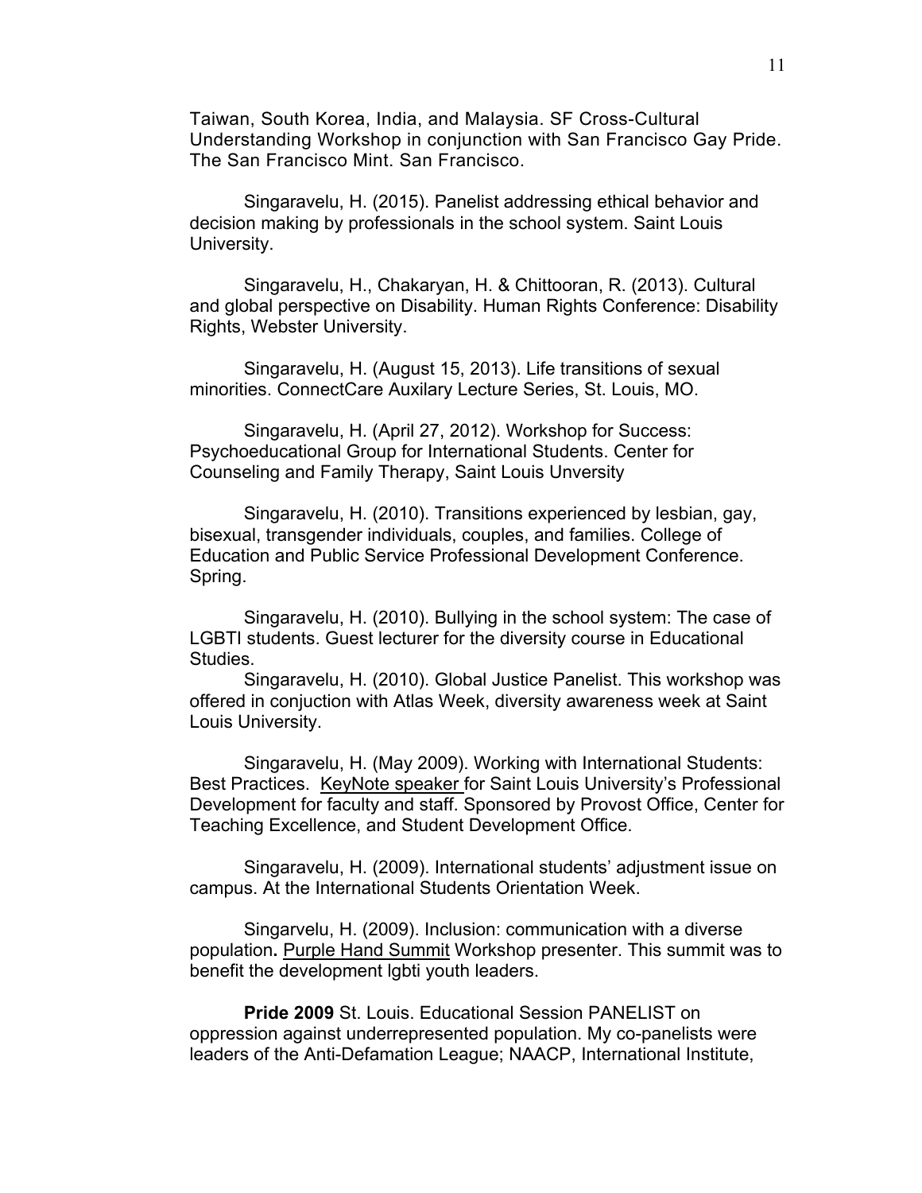Taiwan, South Korea, India, and Malaysia. SF Cross-Cultural Understanding Workshop in conjunction with San Francisco Gay Pride. The San Francisco Mint. San Francisco.

Singaravelu, H. (2015). Panelist addressing ethical behavior and decision making by professionals in the school system. Saint Louis University.

Singaravelu, H., Chakaryan, H. & Chittooran, R. (2013). Cultural and global perspective on Disability. Human Rights Conference: Disability Rights, Webster University.

Singaravelu, H. (August 15, 2013). Life transitions of sexual minorities. ConnectCare Auxilary Lecture Series, St. Louis, MO.

Singaravelu, H. (April 27, 2012). Workshop for Success: Psychoeducational Group for International Students. Center for Counseling and Family Therapy, Saint Louis Unversity

Singaravelu, H. (2010). Transitions experienced by lesbian, gay, bisexual, transgender individuals, couples, and families. College of Education and Public Service Professional Development Conference. Spring.

Singaravelu, H. (2010). Bullying in the school system: The case of LGBTI students. Guest lecturer for the diversity course in Educational Studies.

Singaravelu, H. (2010). Global Justice Panelist. This workshop was offered in conjuction with Atlas Week, diversity awareness week at Saint Louis University.

Singaravelu, H. (May 2009). Working with International Students: Best Practices. KeyNote speaker for Saint Louis University's Professional Development for faculty and staff. Sponsored by Provost Office, Center for Teaching Excellence, and Student Development Office.

Singaravelu, H. (2009). International students' adjustment issue on campus. At the International Students Orientation Week.

Singarvelu, H. (2009). Inclusion: communication with a diverse population**.** Purple Hand Summit Workshop presenter. This summit was to benefit the development lgbti youth leaders.

**Pride 2009** St. Louis. Educational Session PANELIST on oppression against underrepresented population. My co-panelists were leaders of the Anti-Defamation League; NAACP, International Institute,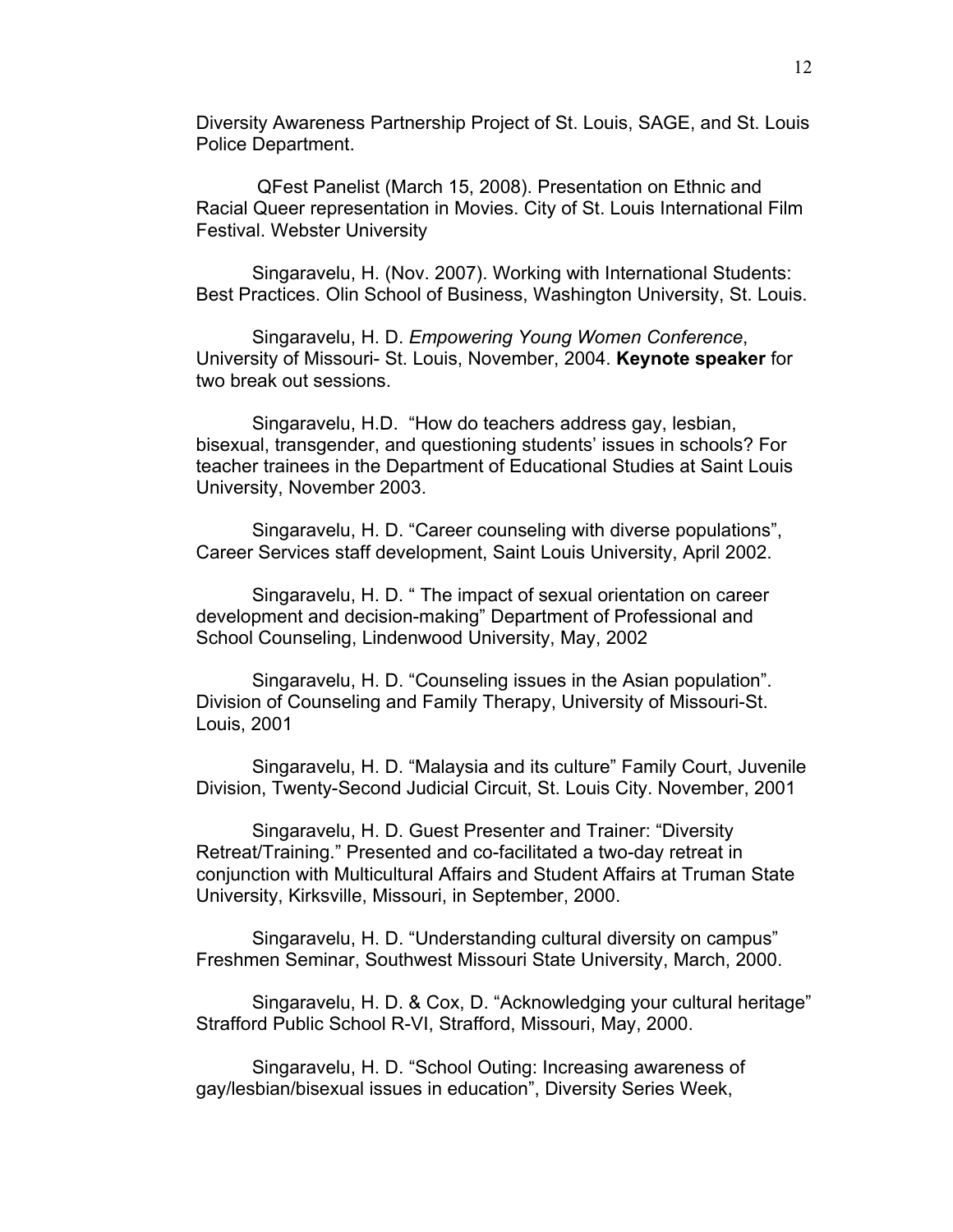Diversity Awareness Partnership Project of St. Louis, SAGE, and St. Louis Police Department.

QFest Panelist (March 15, 2008). Presentation on Ethnic and Racial Queer representation in Movies. City of St. Louis International Film Festival. Webster University

Singaravelu, H. (Nov. 2007). Working with International Students: Best Practices. Olin School of Business, Washington University, St. Louis.

Singaravelu, H. D. *Empowering Young Women Conference*, University of Missouri- St. Louis, November, 2004. **Keynote speaker** for two break out sessions.

Singaravelu, H.D. "How do teachers address gay, lesbian, bisexual, transgender, and questioning students' issues in schools? For teacher trainees in the Department of Educational Studies at Saint Louis University, November 2003.

Singaravelu, H. D. "Career counseling with diverse populations", Career Services staff development, Saint Louis University, April 2002.

Singaravelu, H. D. " The impact of sexual orientation on career development and decision-making" Department of Professional and School Counseling, Lindenwood University, May, 2002

Singaravelu, H. D. "Counseling issues in the Asian population". Division of Counseling and Family Therapy, University of Missouri-St. Louis, 2001

Singaravelu, H. D. "Malaysia and its culture" Family Court, Juvenile Division, Twenty-Second Judicial Circuit, St. Louis City. November, 2001

Singaravelu, H. D. Guest Presenter and Trainer: "Diversity Retreat/Training." Presented and co-facilitated a two-day retreat in conjunction with Multicultural Affairs and Student Affairs at Truman State University, Kirksville, Missouri, in September, 2000.

Singaravelu, H. D. "Understanding cultural diversity on campus" Freshmen Seminar, Southwest Missouri State University, March, 2000.

Singaravelu, H. D. & Cox, D. "Acknowledging your cultural heritage" Strafford Public School R-VI, Strafford, Missouri, May, 2000.

Singaravelu, H. D. "School Outing: Increasing awareness of gay/lesbian/bisexual issues in education", Diversity Series Week,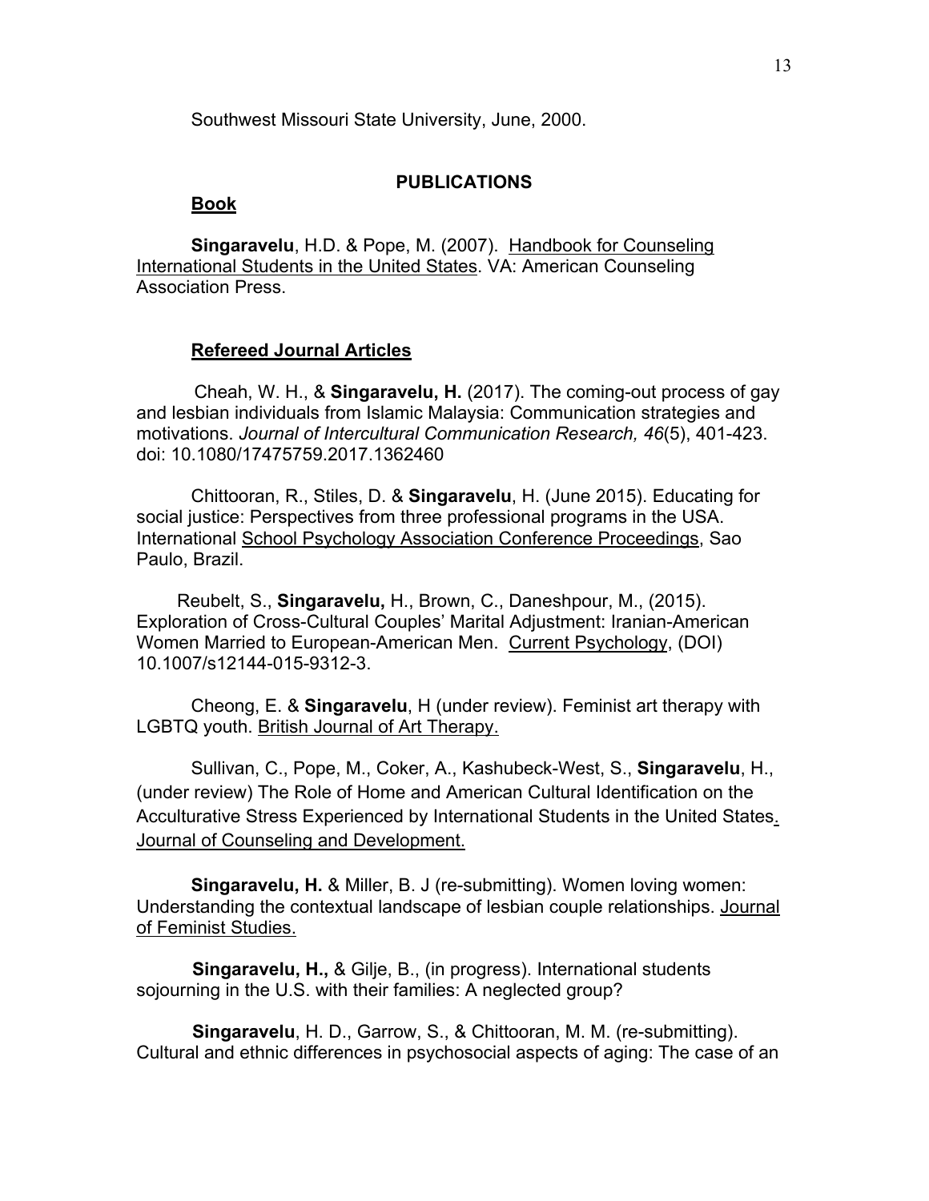Southwest Missouri State University, June, 2000.

## PUBLICATIONS

### Book

**Singaravelu**, H.D. & Pope, M. (2007). Handbook for Counseling International Students in the United States. VA: American Counseling Association Press.

### Refereed Journal Articles

Cheah, W. H., & **Singaravelu, H.** (2017). The coming-out process of gay and lesbian individuals from Islamic Malaysia: Communication strategies and motivations. *Journal of Intercultural Communication Research, 46*(5), 401-423. doi: 10.1080/17475759.2017.1362460

Chittooran, R., Stiles, D. & **Singaravelu**, H. (June 2015). Educating for social justice: Perspectives from three professional programs in the USA. International School Psychology Association Conference Proceedings, Sao Paulo, Brazil.

Reubelt, S., **Singaravelu,** H., Brown, C., Daneshpour, M., (2015). Exploration of Cross-Cultural Couples' Marital Adjustment: Iranian-American Women Married to European-American Men. Current Psychology, (DOI) 10.1007/s12144-015-9312-3.

Cheong, E. & **Singaravelu**, H (under review). Feminist art therapy with LGBTQ youth. British Journal of Art Therapy.

Sullivan, C., Pope, M., Coker, A., Kashubeck-West, S., **Singaravelu**, H., (under review) The Role of Home and American Cultural Identification on the Acculturative Stress Experienced by International Students in the United States. Journal of Counseling and Development.

**Singaravelu, H.** & Miller, B. J (re-submitting). Women loving women: Understanding the contextual landscape of lesbian couple relationships. Journal of Feminist Studies.

**Singaravelu, H.,** & Gilje, B., (in progress). International students sojourning in the U.S. with their families: A neglected group?

**Singaravelu**, H. D., Garrow, S., & Chittooran, M. M. (re-submitting). Cultural and ethnic differences in psychosocial aspects of aging: The case of an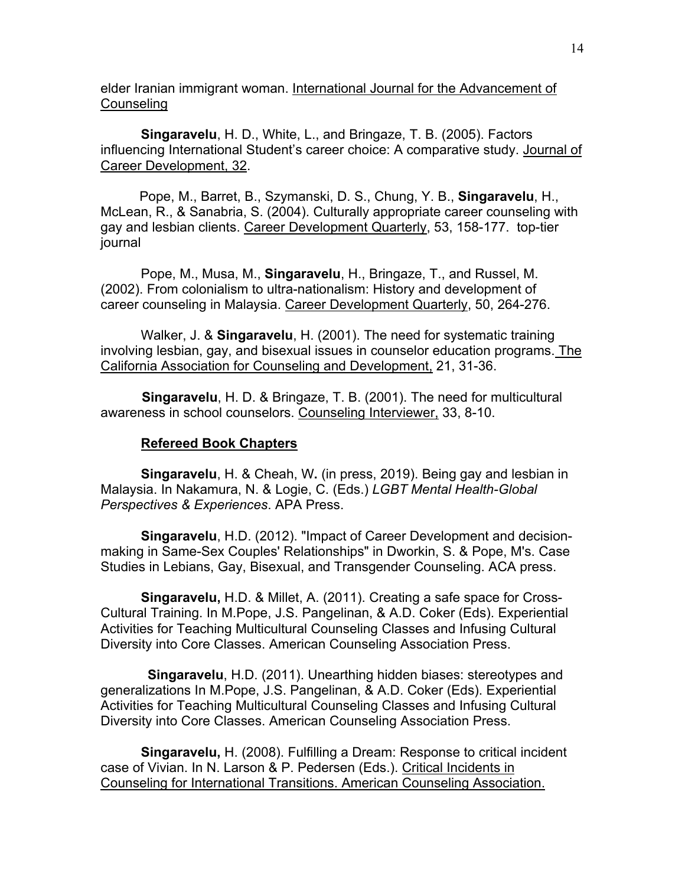elder Iranian immigrant woman. International Journal for the Advancement of Counseling

**Singaravelu**, H. D., White, L., and Bringaze, T. B. (2005). Factors influencing International Student's career choice: A comparative study. Journal of Career Development, 32.

Pope, M., Barret, B., Szymanski, D. S., Chung, Y. B., **Singaravelu**, H., McLean, R., & Sanabria, S. (2004). Culturally appropriate career counseling with gay and lesbian clients. Career Development Quarterly, 53, 158-177. top-tier journal

Pope, M., Musa, M., **Singaravelu**, H., Bringaze, T., and Russel, M. (2002). From colonialism to ultra-nationalism: History and development of career counseling in Malaysia. Career Development Quarterly, 50, 264-276.

Walker, J. & **Singaravelu**, H. (2001). The need for systematic training involving lesbian, gay, and bisexual issues in counselor education programs. The California Association for Counseling and Development, 21, 31-36.

**Singaravelu**, H. D. & Bringaze, T. B. (2001). The need for multicultural awareness in school counselors. Counseling Interviewer, 33, 8-10.

**Refereed Book Chapters**

**Singaravelu**, H. & Cheah, W**.** (in press, 2019). Being gay and lesbian in Malaysia. In Nakamura, N. & Logie, C. (Eds.) *LGBT Mental Health-Global Perspectives & Experiences*. APA Press.

**Singaravelu**, H.D. (2012). "Impact of Career Development and decision-making in Same-Sex Couples' Relationships" in Dworkin, S. & Pope, M's. Case Studies in Lebians, Gay, Bisexual, and Transgender Counseling. ACA press.

**Singaravelu,** H.D. & Millet, A. (2011). Creating a safe space for Cross-Cultural Training. In M.Pope, J.S. Pangelinan, & A.D. Coker (Eds). Experiential Activities for Teaching Multicultural Counseling Classes and Infusing Cultural Diversity into Core Classes. American Counseling Association Press.

**Singaravelu**, H.D. (2011). Unearthing hidden biases: stereotypes and generalizations In M.Pope, J.S. Pangelinan, & A.D. Coker (Eds). Experiential Activities for Teaching Multicultural Counseling Classes and Infusing Cultural Diversity into Core Classes. American Counseling Association Press.

**Singaravelu,** H. (2008). Fulfilling a Dream: Response to critical incident case of Vivian. In N. Larson & P. Pedersen (Eds.). Critical Incidents in Counseling for International Transitions. American Counseling Association.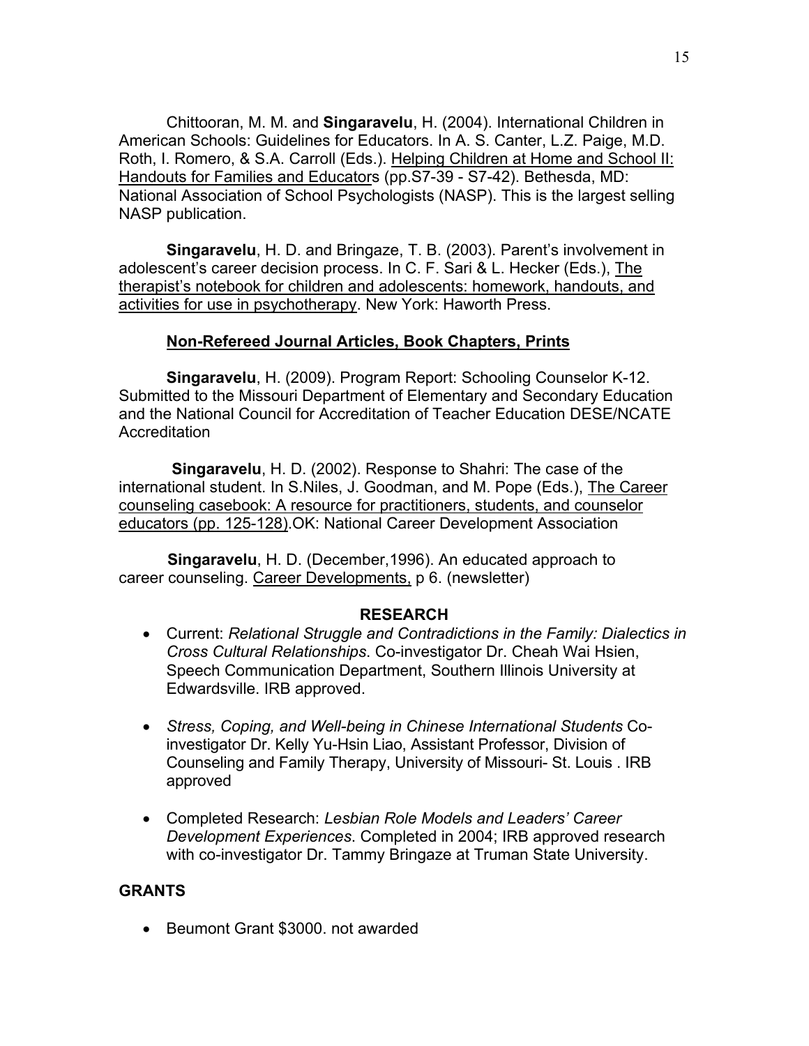Chittooran, M. M. and **Singaravelu**, H. (2004). International Children in American Schools: Guidelines for Educators. In A. S. Canter, L.Z. Paige, M.D. Roth, I. Romero, & S.A. Carroll (Eds.). Helping Children at Home and School II: Handouts for Families and Educators (pp.S7-39 - S7-42). Bethesda, MD: National Association of School Psychologists (NASP). This is the largest selling NASP publication.

**Singaravelu**, H. D. and Bringaze, T. B. (2003). Parent's involvement in adolescent's career decision process. In C. F. Sari & L. Hecker (Eds.), The therapist's notebook for children and adolescents: homework, handouts, and activities for use in psychotherapy. New York: Haworth Press.

### Non-Refereed Journal Articles, Book Chapters, Prints

**Singaravelu**, H. (2009). Program Report: Schooling Counselor K-12. Submitted to the Missouri Department of Elementary and Secondary Education and the National Council for Accreditation of Teacher Education DESE/NCATE Accreditation

**Singaravelu**, H. D. (2002). Response to Shahri: The case of the international student. In S.Niles, J. Goodman, and M. Pope (Eds.), The Career counseling casebook: A resource for practitioners, students, and counselor educators (pp. 125-128).OK: National Career Development Association

**Singaravelu**, H. D. (December,1996). An educated approach to career counseling. Career Developments, p 6. (newsletter)

### RESEARCH

- Current: *Relational Struggle and Contradictions in the Family: Dialectics in Cross Cultural Relationships*. Co-investigator Dr. Cheah Wai Hsien, Speech Communication Department, Southern Illinois University at Edwardsville. IRB approved.
- *Stress, Coping, and Well-being in Chinese International Students* Co-investigator Dr. Kelly Yu-Hsin Liao, Assistant Professor, Division of Counseling and Family Therapy, University of Missouri- St. Louis . IRB approved
- Completed Research: *Lesbian Role Models and Leaders' Career Development Experiences*. Completed in 2004; IRB approved research with co-investigator Dr. Tammy Bringaze at Truman State University.

### GRANTS

- Beumont Grant $3000. not awarded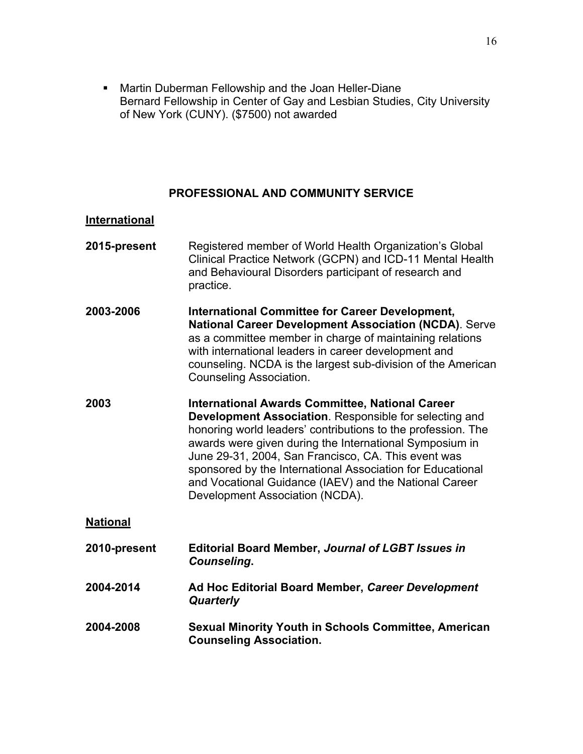- Martin Duberman Fellowship and the Joan Heller-Diane Bernard Fellowship in Center of Gay and Lesbian Studies, City University of New York (CUNY). ($7500) not awarded

## PROFESSIONAL AND COMMUNITY SERVICE

### International

**2015-present** Registered member of World Health Organization's Global Clinical Practice Network (GCPN) and ICD-11 Mental Health and Behavioural Disorders participant of research and practice.

**2003-2006** **International Committee for Career Development, National Career Development Association (NCDA)**. Serve as a committee member in charge of maintaining relations with international leaders in career development and counseling. NCDA is the largest sub-division of the American Counseling Association.

**2003** **International Awards Committee, National Career Development Association**. Responsible for selecting and honoring world leaders' contributions to the profession. The awards were given during the International Symposium in June 29-31, 2004, San Francisco, CA. This event was sponsored by the International Association for Educational and Vocational Guidance (IAEV) and the National Career Development Association (NCDA).

### National

**2010-present** **Editorial Board Member, *Journal of LGBT Issues in Counseling*.**

**2004-2014** **Ad Hoc Editorial Board Member, *Career Development Quarterly***

**2004-2008** **Sexual Minority Youth in Schools Committee, American Counseling Association.**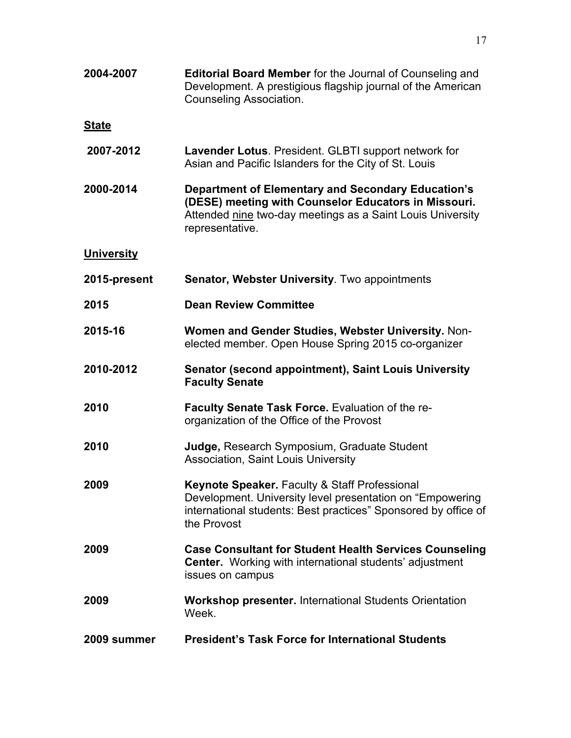**2004-2007** **Editorial Board Member** for the Journal of Counseling and Development. A prestigious flagship journal of the American Counseling Association.

**State**

**2007-2012** **Lavender Lotus**. President. GLBTI support network for Asian and Pacific Islanders for the City of St. Louis

**2000-2014** **Department of Elementary and Secondary Education's (DESE) meeting with Counselor Educators in Missouri.** Attended nine two-day meetings as a Saint Louis University representative.

**University**

**2015-present** **Senator, Webster University**. Two appointments

**2015** **Dean Review Committee**

**2015-16** **Women and Gender Studies, Webster University.** Non-elected member. Open House Spring 2015 co-organizer

**2010-2012** **Senator (second appointment), Saint Louis University Faculty Senate**

**2010** **Faculty Senate Task Force.** Evaluation of the re-organization of the Office of the Provost

**2010** **Judge,** Research Symposium, Graduate Student Association, Saint Louis University

**2009** **Keynote Speaker.** Faculty & Staff Professional Development. University level presentation on "Empowering international students: Best practices" Sponsored by office of the Provost

**2009** **Case Consultant for Student Health Services Counseling Center.** Working with international students' adjustment issues on campus

**2009** **Workshop presenter.** International Students Orientation Week.

**2009 summer** **President's Task Force for International Students**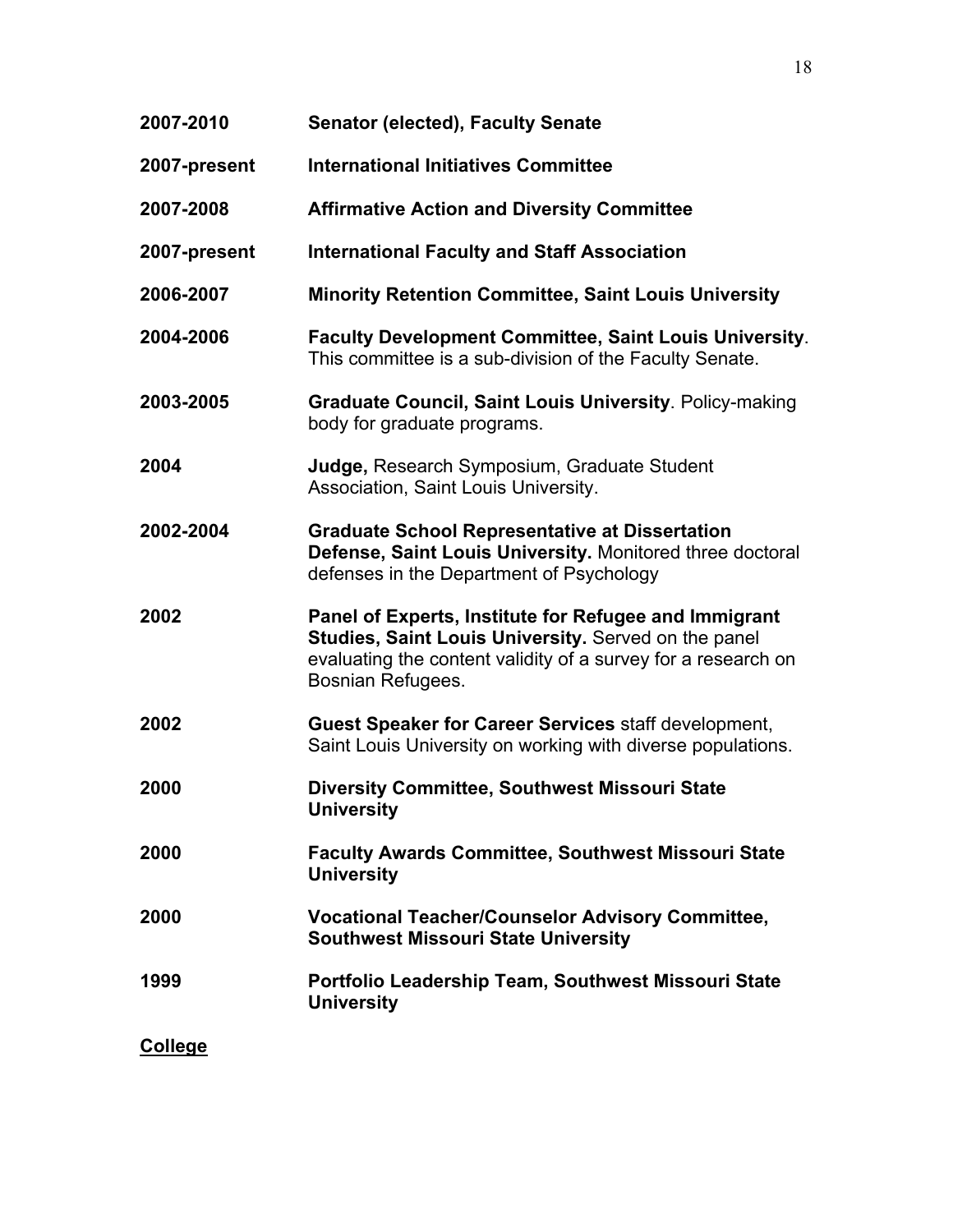2007-2010 **Senator (elected), Faculty Senate**

2007-present **International Initiatives Committee**

2007-2008 **Affirmative Action and Diversity Committee**

2007-present **International Faculty and Staff Association**

2006-2007 **Minority Retention Committee, Saint Louis University**

2004-2006 **Faculty Development Committee, Saint Louis University**. This committee is a sub-division of the Faculty Senate.

2003-2005 **Graduate Council, Saint Louis University**. Policy-making body for graduate programs.

2004 **Judge,** Research Symposium, Graduate Student Association, Saint Louis University.

2002-2004 **Graduate School Representative at Dissertation Defense, Saint Louis University.** Monitored three doctoral defenses in the Department of Psychology

2002 **Panel of Experts, Institute for Refugee and Immigrant Studies, Saint Louis University.** Served on the panel evaluating the content validity of a survey for a research on Bosnian Refugees.

2002 **Guest Speaker for Career Services** staff development, Saint Louis University on working with diverse populations.

2000 **Diversity Committee, Southwest Missouri State University**

2000 **Faculty Awards Committee, Southwest Missouri State University**

2000 **Vocational Teacher/Counselor Advisory Committee, Southwest Missouri State University**

1999 **Portfolio Leadership Team, Southwest Missouri State University**

**College**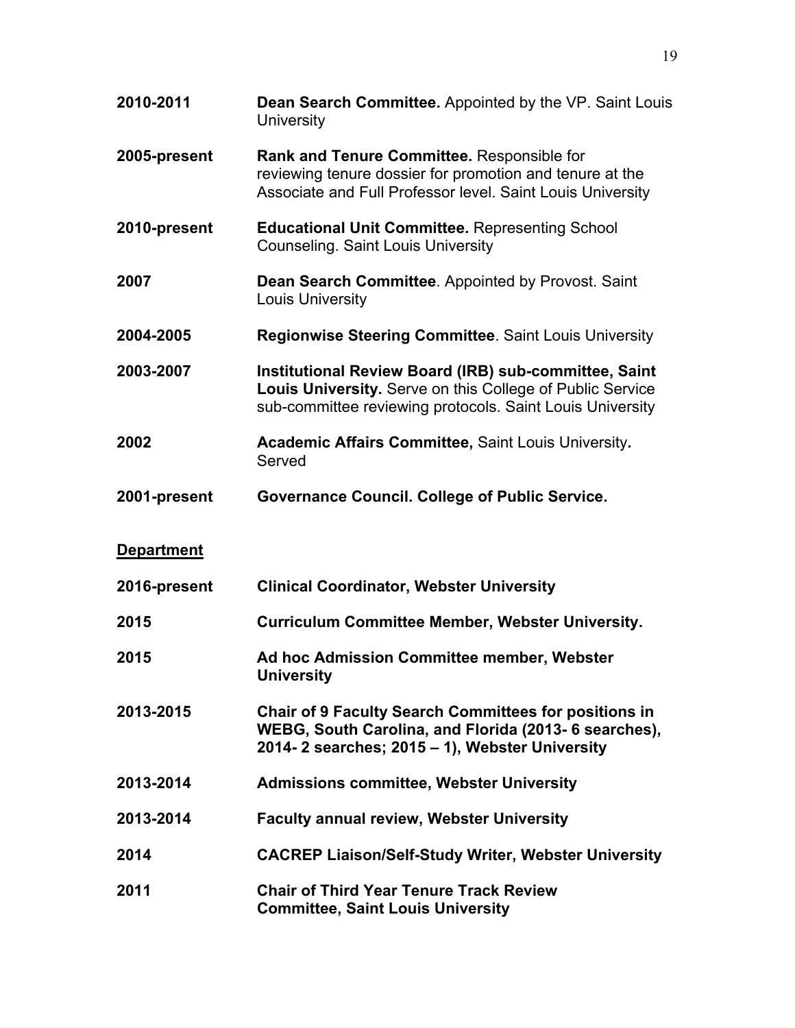**2010-2011** **Dean Search Committee.** Appointed by the VP. Saint Louis University

**2005-present** **Rank and Tenure Committee.** Responsible for reviewing tenure dossier for promotion and tenure at the Associate and Full Professor level. Saint Louis University

**2010-present** **Educational Unit Committee.** Representing School Counseling. Saint Louis University

**2007** **Dean Search Committee**. Appointed by Provost. Saint Louis University

**2004-2005** **Regionwise Steering Committee**. Saint Louis University

**2003-2007** **Institutional Review Board (IRB) sub-committee, Saint Louis University.** Serve on this College of Public Service sub-committee reviewing protocols. Saint Louis University

**2002** **Academic Affairs Committee,** Saint Louis University**.** Served

**2001-present** **Governance Council. College of Public Service.**

**<u>Department</u>**

**2016-present** **Clinical Coordinator, Webster University**

**2015** **Curriculum Committee Member, Webster University.**

**2015** **Ad hoc Admission Committee member, Webster University**

**2013-2015** **Chair of 9 Faculty Search Committees for positions in WEBG, South Carolina, and Florida (2013- 6 searches), 2014- 2 searches; 2015 – 1), Webster University**

**2013-2014** **Admissions committee, Webster University**

**2013-2014** **Faculty annual review, Webster University**

**2014** **CACREP Liaison/Self-Study Writer, Webster University**

**2011** **Chair of Third Year Tenure Track Review Committee, Saint Louis University**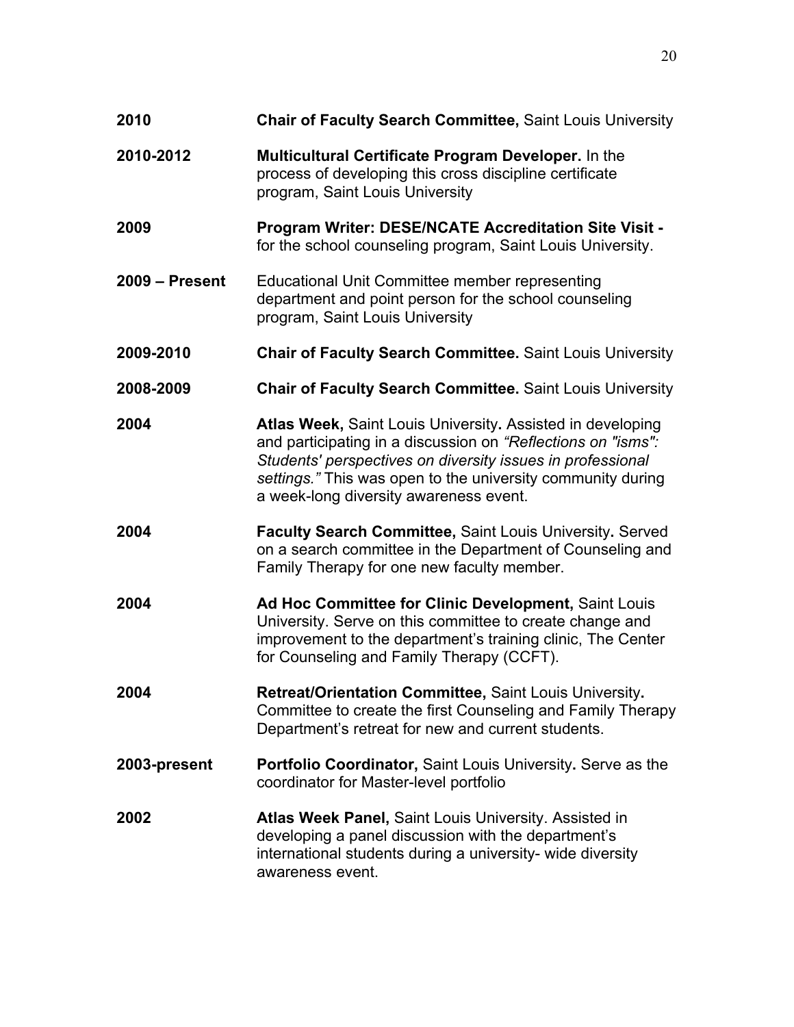**2010** **Chair of Faculty Search Committee,** Saint Louis University

**2010-2012** **Multicultural Certificate Program Developer.** In the process of developing this cross discipline certificate program, Saint Louis University

**2009** **Program Writer: DESE/NCATE Accreditation Site Visit -** for the school counseling program, Saint Louis University.

**2009 – Present** Educational Unit Committee member representing department and point person for the school counseling program, Saint Louis University

**2009-2010** **Chair of Faculty Search Committee.** Saint Louis University

**2008-2009** **Chair of Faculty Search Committee.** Saint Louis University

**2004** **Atlas Week,** Saint Louis University**.** Assisted in developing and participating in a discussion on *"Reflections on "isms": Students' perspectives on diversity issues in professional settings."* This was open to the university community during a week-long diversity awareness event.

**2004** **Faculty Search Committee,** Saint Louis University**.** Served on a search committee in the Department of Counseling and Family Therapy for one new faculty member.

**2004** **Ad Hoc Committee for Clinic Development,** Saint Louis University. Serve on this committee to create change and improvement to the department's training clinic, The Center for Counseling and Family Therapy (CCFT).

**2004** **Retreat/Orientation Committee,** Saint Louis University**.** Committee to create the first Counseling and Family Therapy Department's retreat for new and current students.

**2003-present** **Portfolio Coordinator,** Saint Louis University**.** Serve as the coordinator for Master-level portfolio

**2002** **Atlas Week Panel,** Saint Louis University. Assisted in developing a panel discussion with the department's international students during a university- wide diversity awareness event.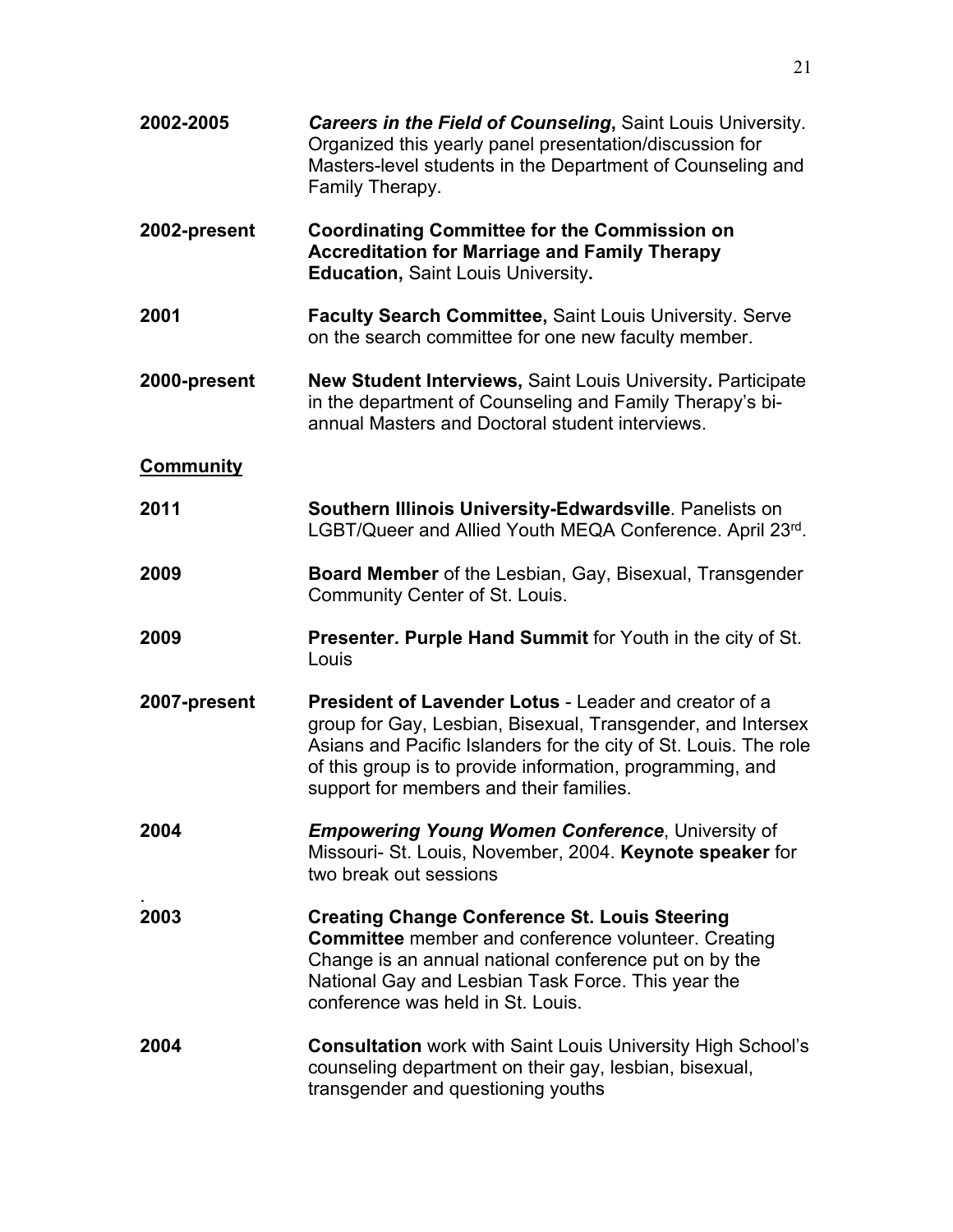**2002-2005** ***Careers in the Field of Counseling*, **Saint Louis University. Organized this yearly panel presentation/discussion for Masters-level students in the Department of Counseling and Family Therapy.

**2002-present** **Coordinating Committee for the Commission on Accreditation for Marriage and Family Therapy Education,** Saint Louis University**.**

**2001** **Faculty Search Committee,** Saint Louis University. Serve on the search committee for one new faculty member.

**2000-present** **New Student Interviews,** Saint Louis University**.** Participate in the department of Counseling and Family Therapy's bi-annual Masters and Doctoral student interviews.

**<u>Community</u>**

**2011** **Southern Illinois University-Edwardsville**. Panelists on LGBT/Queer and Allied Youth MEQA Conference. April 23rd.

**2009** **Board Member** of the Lesbian, Gay, Bisexual, Transgender Community Center of St. Louis.

**2009** **Presenter. Purple Hand Summit** for Youth in the city of St. Louis

**2007-present** **President of Lavender Lotus** - Leader and creator of a group for Gay, Lesbian, Bisexual, Transgender, and Intersex Asians and Pacific Islanders for the city of St. Louis. The role of this group is to provide information, programming, and support for members and their families.

**2004** ***Empowering Young Women Conference***, University of Missouri- St. Louis, November, 2004. **Keynote speaker** for two break out sessions

.

**2003** **Creating Change Conference St. Louis Steering Committee** member and conference volunteer. Creating Change is an annual national conference put on by the National Gay and Lesbian Task Force. This year the conference was held in St. Louis.

**2004** **Consultation** work with Saint Louis University High School's counseling department on their gay, lesbian, bisexual, transgender and questioning youths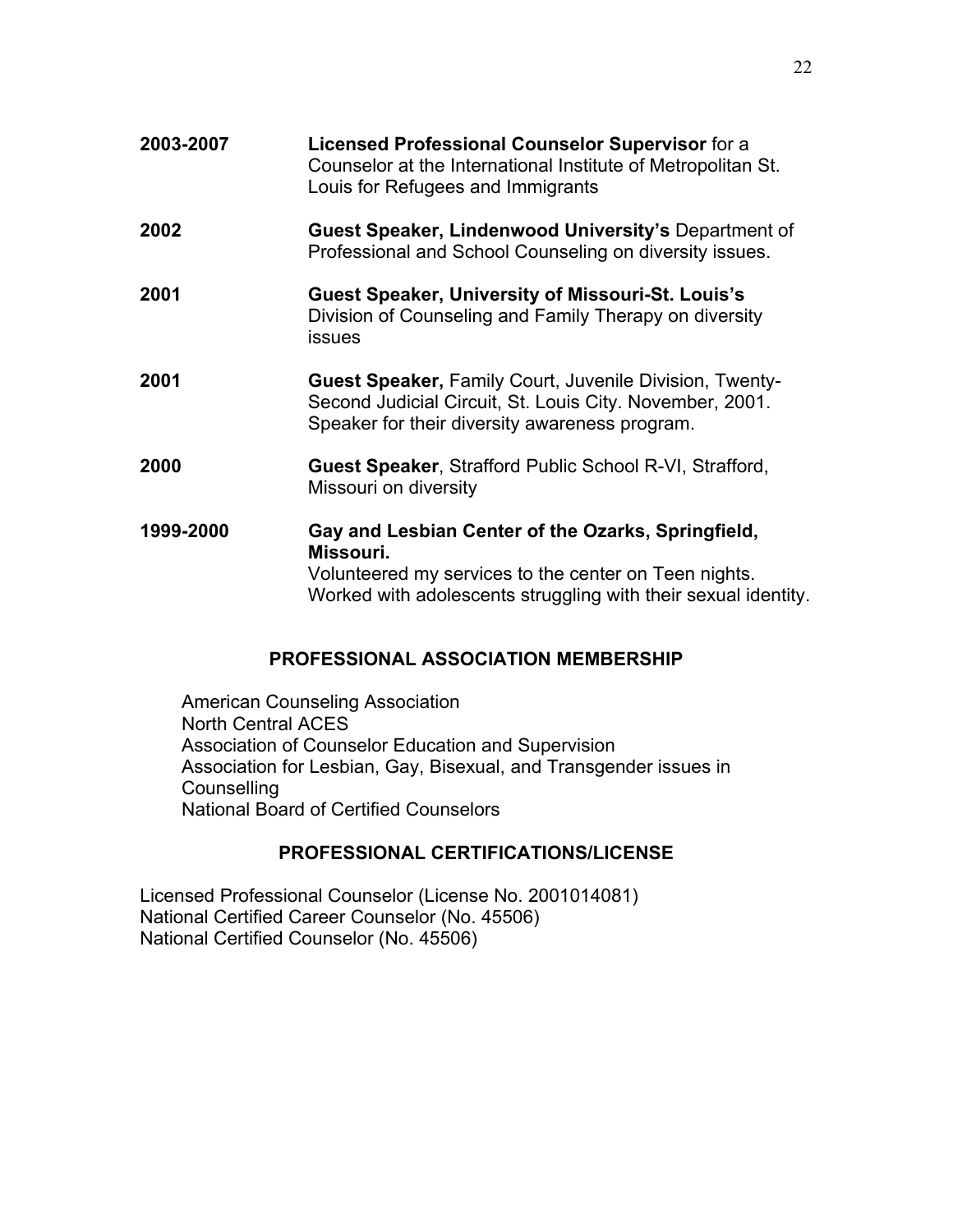**2003-2007** **Licensed Professional Counselor Supervisor** for a Counselor at the International Institute of Metropolitan St. Louis for Refugees and Immigrants

**2002** **Guest Speaker, Lindenwood University's** Department of Professional and School Counseling on diversity issues.

**2001** **Guest Speaker, University of Missouri-St. Louis's** Division of Counseling and Family Therapy on diversity issues

**2001** **Guest Speaker,** Family Court, Juvenile Division, Twenty-Second Judicial Circuit, St. Louis City. November, 2001. Speaker for their diversity awareness program.

**2000** **Guest Speaker**, Strafford Public School R-VI, Strafford, Missouri on diversity

**1999-2000** **Gay and Lesbian Center of the Ozarks, Springfield, Missouri.**
Volunteered my services to the center on Teen nights. Worked with adolescents struggling with their sexual identity.

## PROFESSIONAL ASSOCIATION MEMBERSHIP

American Counseling Association
North Central ACES
Association of Counselor Education and Supervision
Association for Lesbian, Gay, Bisexual, and Transgender issues in Counselling
National Board of Certified Counselors

## PROFESSIONAL CERTIFICATIONS/LICENSE

Licensed Professional Counselor (License No. 2001014081)
National Certified Career Counselor (No. 45506)
National Certified Counselor (No. 45506)